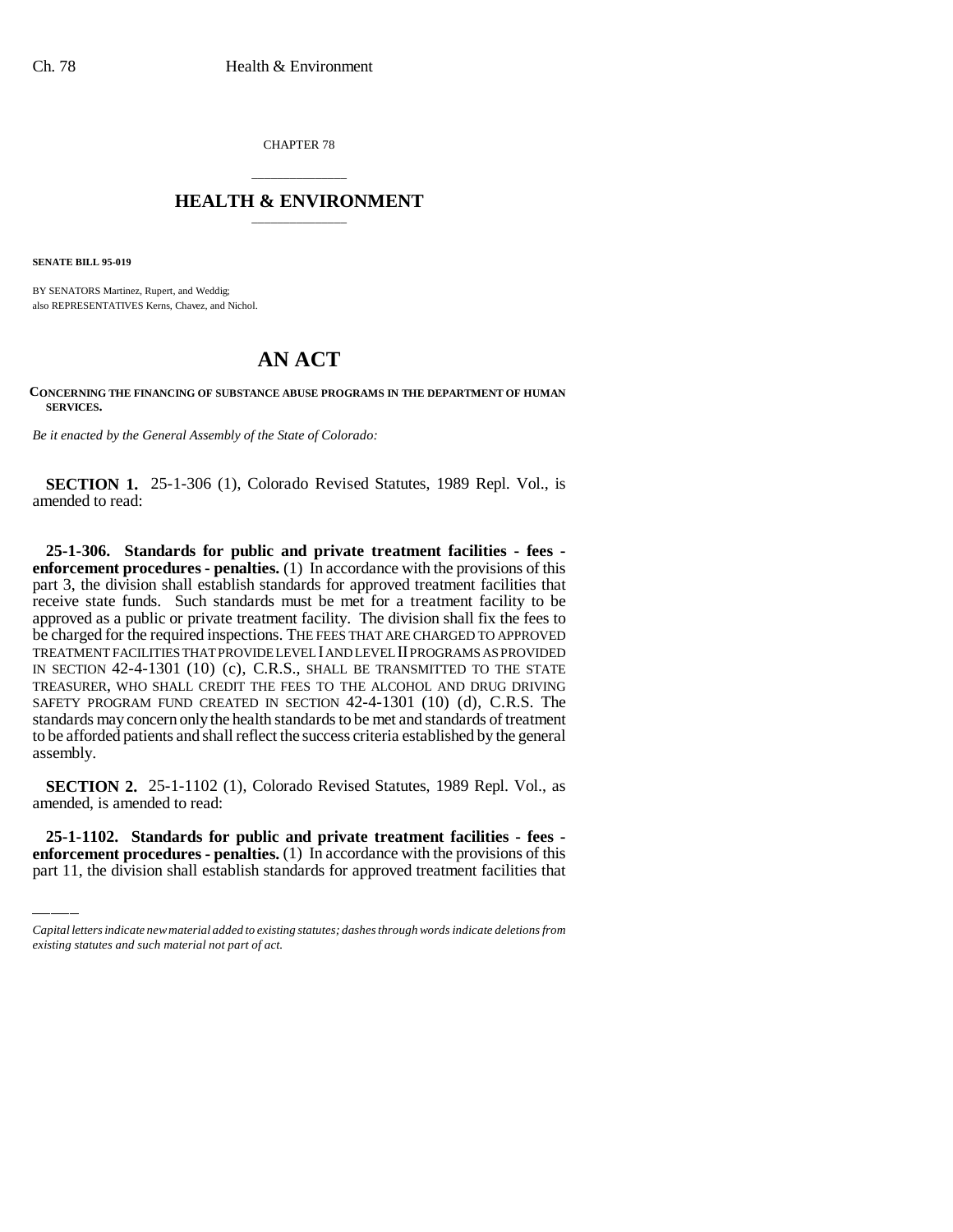CHAPTER 78

# HEALTH & ENVIRONMENT

**SENATE BILL 95-019**

BY SENATORS Martinez, Rupert, and Weddig;
also REPRESENTATIVES Kerns, Chavez, and Nichol.

# AN ACT

**CONCERNING THE FINANCING OF SUBSTANCE ABUSE PROGRAMS IN THE DEPARTMENT OF HUMAN SERVICES.**

*Be it enacted by the General Assembly of the State of Colorado:*

**SECTION 1.** 25-1-306 (1), Colorado Revised Statutes, 1989 Repl. Vol., is amended to read:

**25-1-306. Standards for public and private treatment facilities - fees - enforcement procedures - penalties.** (1) In accordance with the provisions of this part 3, the division shall establish standards for approved treatment facilities that receive state funds. Such standards must be met for a treatment facility to be approved as a public or private treatment facility. The division shall fix the fees to be charged for the required inspections. THE FEES THAT ARE CHARGED TO APPROVED TREATMENT FACILITIES THAT PROVIDE LEVEL I AND LEVEL II PROGRAMS AS PROVIDED IN SECTION 42-4-1301 (10) (c), C.R.S., SHALL BE TRANSMITTED TO THE STATE TREASURER, WHO SHALL CREDIT THE FEES TO THE ALCOHOL AND DRUG DRIVING SAFETY PROGRAM FUND CREATED IN SECTION 42-4-1301 (10) (d), C.R.S. The standards may concern only the health standards to be met and standards of treatment to be afforded patients and shall reflect the success criteria established by the general assembly.

**SECTION 2.** 25-1-1102 (1), Colorado Revised Statutes, 1989 Repl. Vol., as amended, is amended to read:

**25-1-1102. Standards for public and private treatment facilities - fees - enforcement procedures - penalties.** (1) In accordance with the provisions of this part 11, the division shall establish standards for approved treatment facilities that

*Capital letters indicate new material added to existing statutes; dashes through words indicate deletions from existing statutes and such material not part of act.*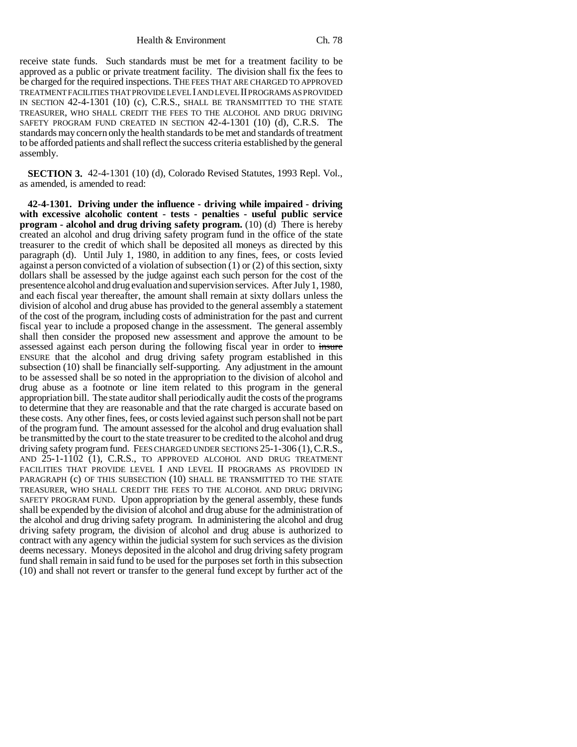receive state funds. Such standards must be met for a treatment facility to be approved as a public or private treatment facility. The division shall fix the fees to be charged for the required inspections. THE FEES THAT ARE CHARGED TO APPROVED TREATMENT FACILITIES THAT PROVIDE LEVEL I AND LEVEL II PROGRAMS AS PROVIDED IN SECTION 42-4-1301 (10) (c), C.R.S., SHALL BE TRANSMITTED TO THE STATE TREASURER, WHO SHALL CREDIT THE FEES TO THE ALCOHOL AND DRUG DRIVING SAFETY PROGRAM FUND CREATED IN SECTION 42-4-1301 (10) (d), C.R.S. The standards may concern only the health standards to be met and standards of treatment to be afforded patients and shall reflect the success criteria established by the general assembly.

**SECTION 3.** 42-4-1301 (10) (d), Colorado Revised Statutes, 1993 Repl. Vol., as amended, is amended to read:

**42-4-1301. Driving under the influence - driving while impaired - driving with excessive alcoholic content - tests - penalties - useful public service program - alcohol and drug driving safety program.** (10) (d) There is hereby created an alcohol and drug driving safety program fund in the office of the state treasurer to the credit of which shall be deposited all moneys as directed by this paragraph (d). Until July 1, 1980, in addition to any fines, fees, or costs levied against a person convicted of a violation of subsection (1) or (2) of this section, sixty dollars shall be assessed by the judge against each such person for the cost of the presentence alcohol and drug evaluation and supervision services. After July 1, 1980, and each fiscal year thereafter, the amount shall remain at sixty dollars unless the division of alcohol and drug abuse has provided to the general assembly a statement of the cost of the program, including costs of administration for the past and current fiscal year to include a proposed change in the assessment. The general assembly shall then consider the proposed new assessment and approve the amount to be assessed against each person during the following fiscal year in order to ~~insure~~ ENSURE that the alcohol and drug driving safety program established in this subsection (10) shall be financially self-supporting. Any adjustment in the amount to be assessed shall be so noted in the appropriation to the division of alcohol and drug abuse as a footnote or line item related to this program in the general appropriation bill. The state auditor shall periodically audit the costs of the programs to determine that they are reasonable and that the rate charged is accurate based on these costs. Any other fines, fees, or costs levied against such person shall not be part of the program fund. The amount assessed for the alcohol and drug evaluation shall be transmitted by the court to the state treasurer to be credited to the alcohol and drug driving safety program fund. FEES CHARGED UNDER SECTIONS 25-1-306 (1), C.R.S., AND 25-1-1102 (1), C.R.S., TO APPROVED ALCOHOL AND DRUG TREATMENT FACILITIES THAT PROVIDE LEVEL I AND LEVEL II PROGRAMS AS PROVIDED IN PARAGRAPH (c) OF THIS SUBSECTION (10) SHALL BE TRANSMITTED TO THE STATE TREASURER, WHO SHALL CREDIT THE FEES TO THE ALCOHOL AND DRUG DRIVING SAFETY PROGRAM FUND. Upon appropriation by the general assembly, these funds shall be expended by the division of alcohol and drug abuse for the administration of the alcohol and drug driving safety program. In administering the alcohol and drug driving safety program, the division of alcohol and drug abuse is authorized to contract with any agency within the judicial system for such services as the division deems necessary. Moneys deposited in the alcohol and drug driving safety program fund shall remain in said fund to be used for the purposes set forth in this subsection (10) and shall not revert or transfer to the general fund except by further act of the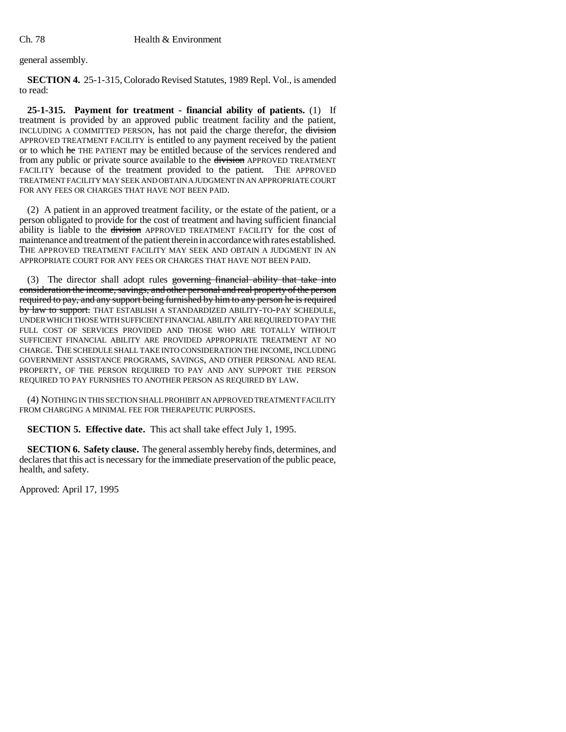general assembly.

**SECTION 4.** 25-1-315, Colorado Revised Statutes, 1989 Repl. Vol., is amended to read:

**25-1-315. Payment for treatment - financial ability of patients.** (1) If treatment is provided by an approved public treatment facility and the patient, INCLUDING A COMMITTED PERSON, has not paid the charge therefor, the ~~division~~ APPROVED TREATMENT FACILITY is entitled to any payment received by the patient or to which ~~he~~ THE PATIENT may be entitled because of the services rendered and from any public or private source available to the ~~division~~ APPROVED TREATMENT FACILITY because of the treatment provided to the patient. THE APPROVED TREATMENT FACILITY MAY SEEK AND OBTAIN A JUDGMENT IN AN APPROPRIATE COURT FOR ANY FEES OR CHARGES THAT HAVE NOT BEEN PAID.

(2) A patient in an approved treatment facility, or the estate of the patient, or a person obligated to provide for the cost of treatment and having sufficient financial ability is liable to the ~~division~~ APPROVED TREATMENT FACILITY for the cost of maintenance and treatment of the patient therein in accordance with rates established. THE APPROVED TREATMENT FACILITY MAY SEEK AND OBTAIN A JUDGMENT IN AN APPROPRIATE COURT FOR ANY FEES OR CHARGES THAT HAVE NOT BEEN PAID.

(3) The director shall adopt rules ~~governing financial ability that take into consideration the income, savings, and other personal and real property of the person required to pay, and any support being furnished by him to any person he is required by law to support.~~ THAT ESTABLISH A STANDARDIZED ABILITY-TO-PAY SCHEDULE, UNDER WHICH THOSE WITH SUFFICIENT FINANCIAL ABILITY ARE REQUIRED TO PAY THE FULL COST OF SERVICES PROVIDED AND THOSE WHO ARE TOTALLY WITHOUT SUFFICIENT FINANCIAL ABILITY ARE PROVIDED APPROPRIATE TREATMENT AT NO CHARGE. THE SCHEDULE SHALL TAKE INTO CONSIDERATION THE INCOME, INCLUDING GOVERNMENT ASSISTANCE PROGRAMS, SAVINGS, AND OTHER PERSONAL AND REAL PROPERTY, OF THE PERSON REQUIRED TO PAY AND ANY SUPPORT THE PERSON REQUIRED TO PAY FURNISHES TO ANOTHER PERSON AS REQUIRED BY LAW.

(4) NOTHING IN THIS SECTION SHALL PROHIBIT AN APPROVED TREATMENT FACILITY FROM CHARGING A MINIMAL FEE FOR THERAPEUTIC PURPOSES.

**SECTION 5. Effective date.** This act shall take effect July 1, 1995.

**SECTION 6. Safety clause.** The general assembly hereby finds, determines, and declares that this act is necessary for the immediate preservation of the public peace, health, and safety.

Approved: April 17, 1995